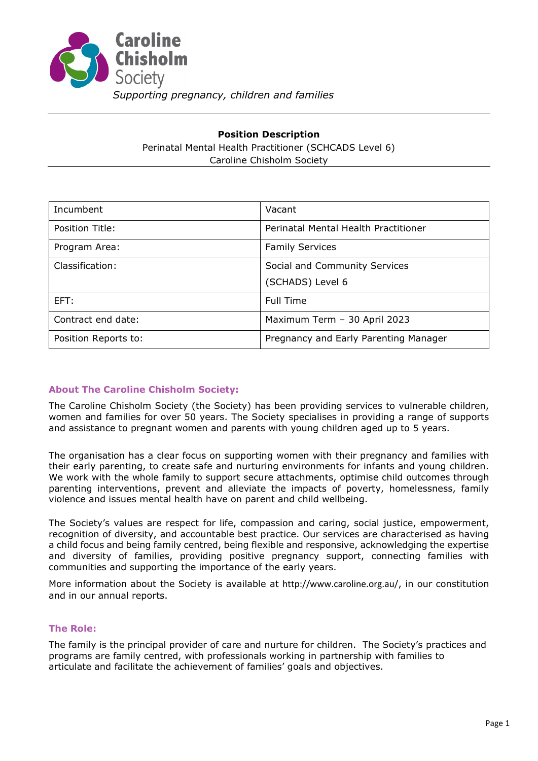Caroline Chisholm Society

*Supporting pregnancy, children and families*

---

**Position Description**

Perinatal Mental Health Practitioner (SCHCADS Level 6)

Caroline Chisholm Society

---

| Incumbent | Vacant |
|---|---|
| Position Title: | Perinatal Mental Health Practitioner |
| Program Area: | Family Services |
| Classification: | Social and Community Services (SCHADS) Level 6 |
| EFT: | Full Time |
| Contract end date: | Maximum Term – 30 April 2023 |
| Position Reports to: | Pregnancy and Early Parenting Manager |

## About The Caroline Chisholm Society:

The Caroline Chisholm Society (the Society) has been providing services to vulnerable children, women and families for over 50 years. The Society specialises in providing a range of supports and assistance to pregnant women and parents with young children aged up to 5 years.

The organisation has a clear focus on supporting women with their pregnancy and families with their early parenting, to create safe and nurturing environments for infants and young children. We work with the whole family to support secure attachments, optimise child outcomes through parenting interventions, prevent and alleviate the impacts of poverty, homelessness, family violence and issues mental health have on parent and child wellbeing.

The Society's values are respect for life, compassion and caring, social justice, empowerment, recognition of diversity, and accountable best practice. Our services are characterised as having a child focus and being family centred, being flexible and responsive, acknowledging the expertise and diversity of families, providing positive pregnancy support, connecting families with communities and supporting the importance of the early years.

More information about the Society is available at http://www.caroline.org.au/, in our constitution and in our annual reports.

## The Role:

The family is the principal provider of care and nurture for children. The Society's practices and programs are family centred, with professionals working in partnership with families to articulate and facilitate the achievement of families' goals and objectives.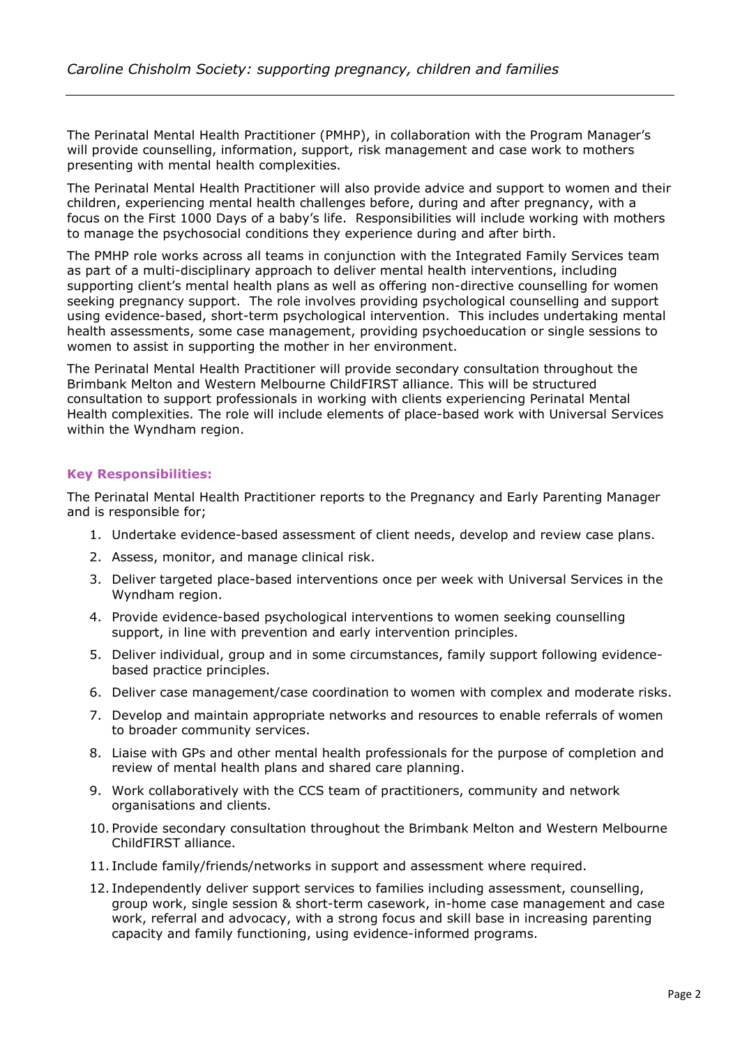The Perinatal Mental Health Practitioner (PMHP), in collaboration with the Program Manager's will provide counselling, information, support, risk management and case work to mothers presenting with mental health complexities.

The Perinatal Mental Health Practitioner will also provide advice and support to women and their children, experiencing mental health challenges before, during and after pregnancy, with a focus on the First 1000 Days of a baby's life. Responsibilities will include working with mothers to manage the psychosocial conditions they experience during and after birth.

The PMHP role works across all teams in conjunction with the Integrated Family Services team as part of a multi-disciplinary approach to deliver mental health interventions, including supporting client's mental health plans as well as offering non-directive counselling for women seeking pregnancy support. The role involves providing psychological counselling and support using evidence-based, short-term psychological intervention. This includes undertaking mental health assessments, some case management, providing psychoeducation or single sessions to women to assist in supporting the mother in her environment.

The Perinatal Mental Health Practitioner will provide secondary consultation throughout the Brimbank Melton and Western Melbourne ChildFIRST alliance. This will be structured consultation to support professionals in working with clients experiencing Perinatal Mental Health complexities. The role will include elements of place-based work with Universal Services within the Wyndham region.

### Key Responsibilities:

The Perinatal Mental Health Practitioner reports to the Pregnancy and Early Parenting Manager and is responsible for;

1. Undertake evidence-based assessment of client needs, develop and review case plans.
2. Assess, monitor, and manage clinical risk.
3. Deliver targeted place-based interventions once per week with Universal Services in the Wyndham region.
4. Provide evidence-based psychological interventions to women seeking counselling support, in line with prevention and early intervention principles.
5. Deliver individual, group and in some circumstances, family support following evidence-based practice principles.
6. Deliver case management/case coordination to women with complex and moderate risks.
7. Develop and maintain appropriate networks and resources to enable referrals of women to broader community services.
8. Liaise with GPs and other mental health professionals for the purpose of completion and review of mental health plans and shared care planning.
9. Work collaboratively with the CCS team of practitioners, community and network organisations and clients.
10. Provide secondary consultation throughout the Brimbank Melton and Western Melbourne ChildFIRST alliance.
11. Include family/friends/networks in support and assessment where required.
12. Independently deliver support services to families including assessment, counselling, group work, single session & short-term casework, in-home case management and case work, referral and advocacy, with a strong focus and skill base in increasing parenting capacity and family functioning, using evidence-informed programs.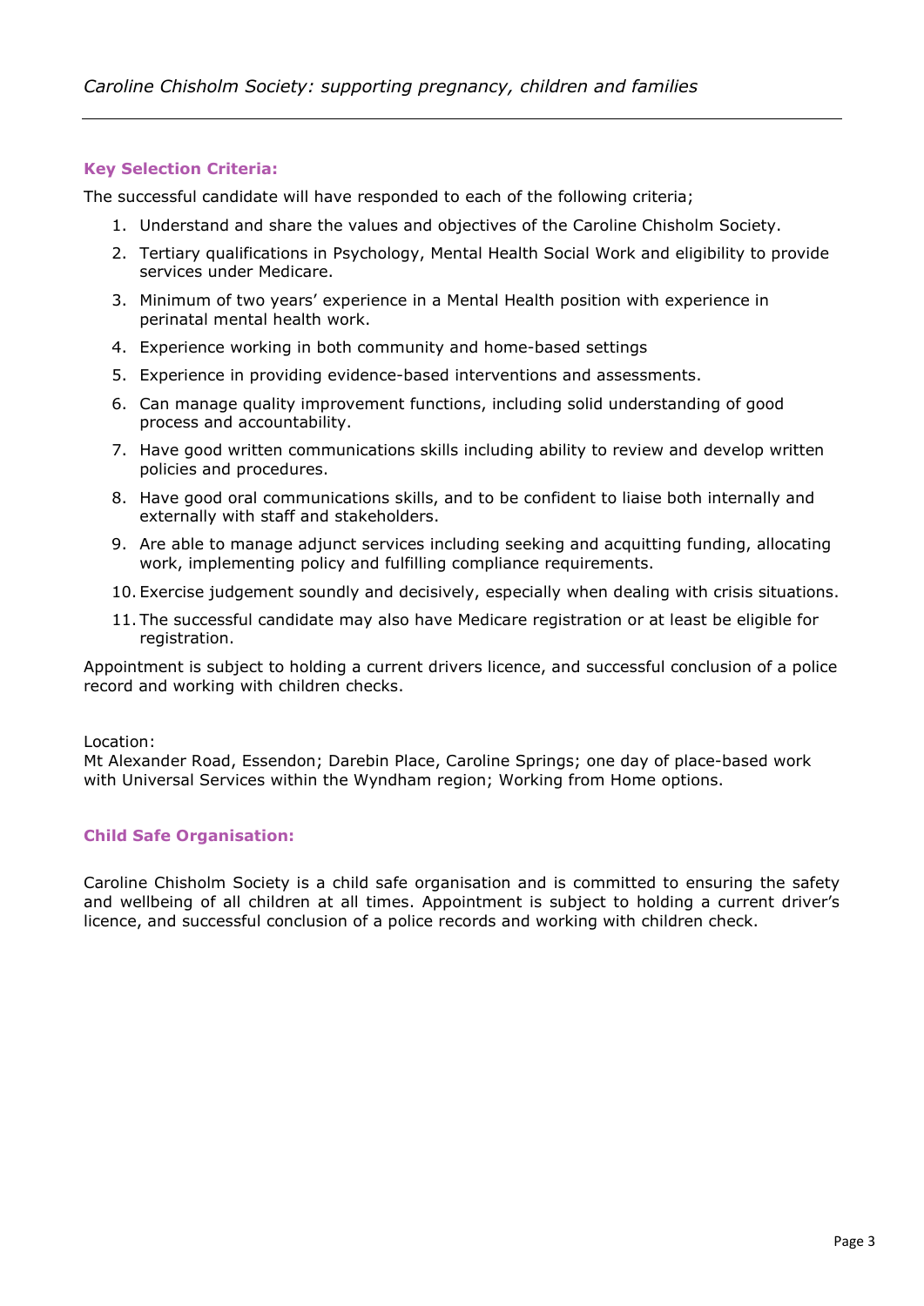### Key Selection Criteria:

The successful candidate will have responded to each of the following criteria;

1. Understand and share the values and objectives of the Caroline Chisholm Society.
2. Tertiary qualifications in Psychology, Mental Health Social Work and eligibility to provide services under Medicare.
3. Minimum of two years' experience in a Mental Health position with experience in perinatal mental health work.
4. Experience working in both community and home-based settings
5. Experience in providing evidence-based interventions and assessments.
6. Can manage quality improvement functions, including solid understanding of good process and accountability.
7. Have good written communications skills including ability to review and develop written policies and procedures.
8. Have good oral communications skills, and to be confident to liaise both internally and externally with staff and stakeholders.
9. Are able to manage adjunct services including seeking and acquitting funding, allocating work, implementing policy and fulfilling compliance requirements.
10. Exercise judgement soundly and decisively, especially when dealing with crisis situations.
11. The successful candidate may also have Medicare registration or at least be eligible for registration.

Appointment is subject to holding a current drivers licence, and successful conclusion of a police record and working with children checks.

Location:
Mt Alexander Road, Essendon; Darebin Place, Caroline Springs; one day of place-based work with Universal Services within the Wyndham region; Working from Home options.

### Child Safe Organisation:

Caroline Chisholm Society is a child safe organisation and is committed to ensuring the safety and wellbeing of all children at all times. Appointment is subject to holding a current driver's licence, and successful conclusion of a police records and working with children check.